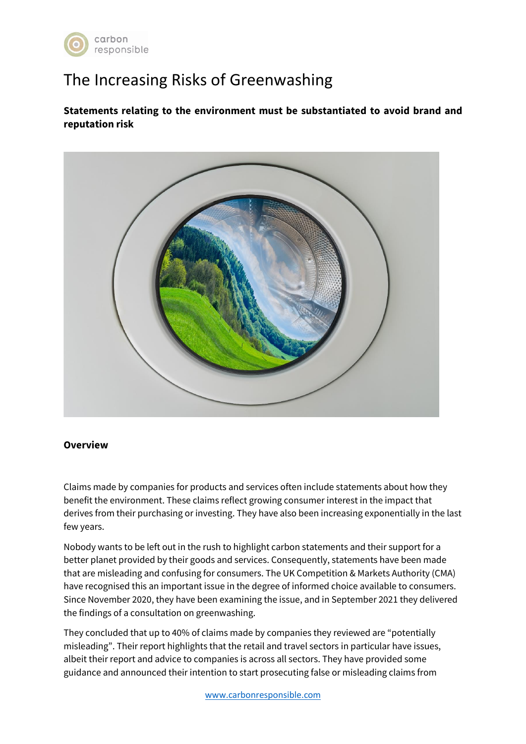# The Increasing Risks of Greenwashing

**Statements relating to the environment must be substantiated to avoid brand and reputation risk**

**Overview**

Claims made by companies for products and services often include statements about how they benefit the environment. These claims reflect growing consumer interest in the impact that derives from their purchasing or investing. They have also been increasing exponentially in the last few years.

Nobody wants to be left out in the rush to highlight carbon statements and their support for a better planet provided by their goods and services. Consequently, statements have been made that are misleading and confusing for consumers. The UK Competition & Markets Authority (CMA) have recognised this an important issue in the degree of informed choice available to consumers. Since November 2020, they have been examining the issue, and in September 2021 they delivered the findings of a consultation on greenwashing.

They concluded that up to 40% of claims made by companies they reviewed are "potentially misleading". Their report highlights that the retail and travel sectors in particular have issues, albeit their report and advice to companies is across all sectors. They have provided some guidance and announced their intention to start prosecuting false or misleading claims from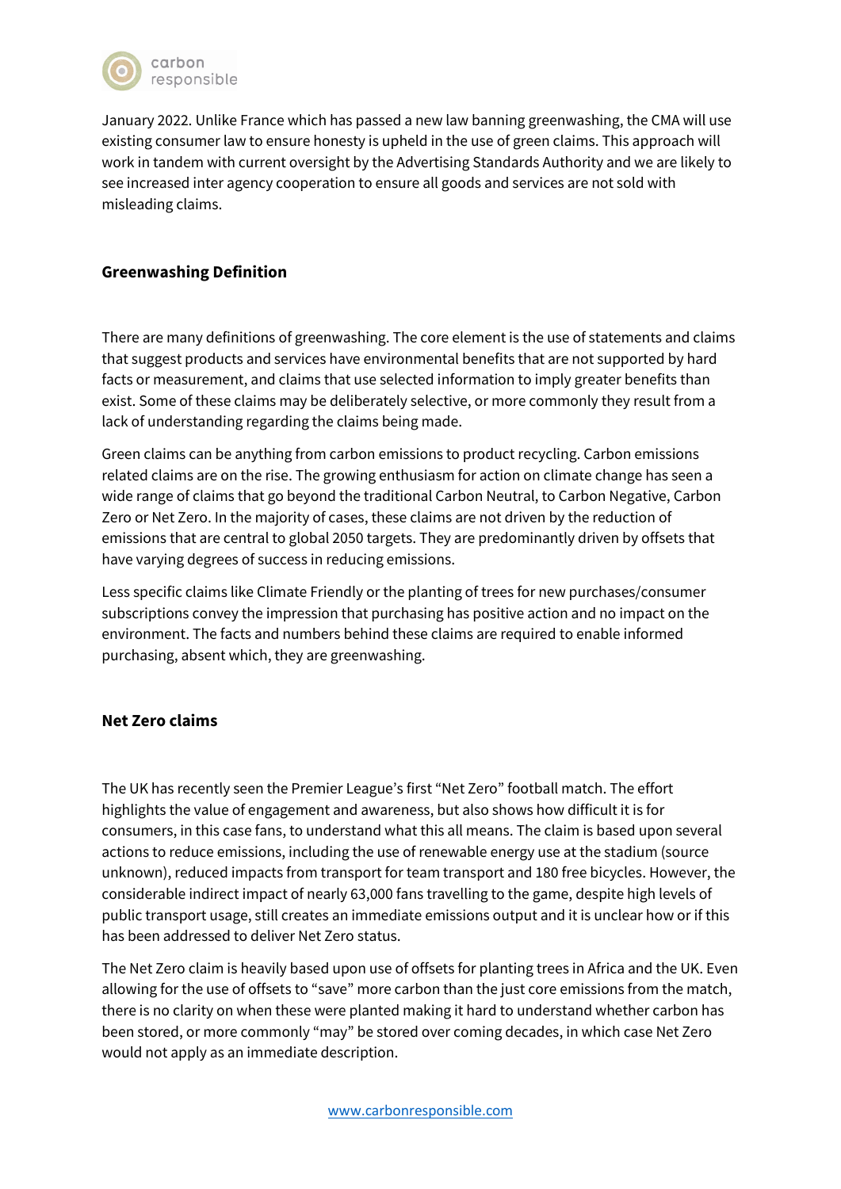January 2022. Unlike France which has passed a new law banning greenwashing, the CMA will use existing consumer law to ensure honesty is upheld in the use of green claims. This approach will work in tandem with current oversight by the Advertising Standards Authority and we are likely to see increased inter agency cooperation to ensure all goods and services are not sold with misleading claims.

## Greenwashing Definition

There are many definitions of greenwashing. The core element is the use of statements and claims that suggest products and services have environmental benefits that are not supported by hard facts or measurement, and claims that use selected information to imply greater benefits than exist. Some of these claims may be deliberately selective, or more commonly they result from a lack of understanding regarding the claims being made.

Green claims can be anything from carbon emissions to product recycling. Carbon emissions related claims are on the rise. The growing enthusiasm for action on climate change has seen a wide range of claims that go beyond the traditional Carbon Neutral, to Carbon Negative, Carbon Zero or Net Zero. In the majority of cases, these claims are not driven by the reduction of emissions that are central to global 2050 targets. They are predominantly driven by offsets that have varying degrees of success in reducing emissions.

Less specific claims like Climate Friendly or the planting of trees for new purchases/consumer subscriptions convey the impression that purchasing has positive action and no impact on the environment. The facts and numbers behind these claims are required to enable informed purchasing, absent which, they are greenwashing.

## Net Zero claims

The UK has recently seen the Premier League's first "Net Zero" football match. The effort highlights the value of engagement and awareness, but also shows how difficult it is for consumers, in this case fans, to understand what this all means. The claim is based upon several actions to reduce emissions, including the use of renewable energy use at the stadium (source unknown), reduced impacts from transport for team transport and 180 free bicycles. However, the considerable indirect impact of nearly 63,000 fans travelling to the game, despite high levels of public transport usage, still creates an immediate emissions output and it is unclear how or if this has been addressed to deliver Net Zero status.

The Net Zero claim is heavily based upon use of offsets for planting trees in Africa and the UK. Even allowing for the use of offsets to "save" more carbon than the just core emissions from the match, there is no clarity on when these were planted making it hard to understand whether carbon has been stored, or more commonly "may" be stored over coming decades, in which case Net Zero would not apply as an immediate description.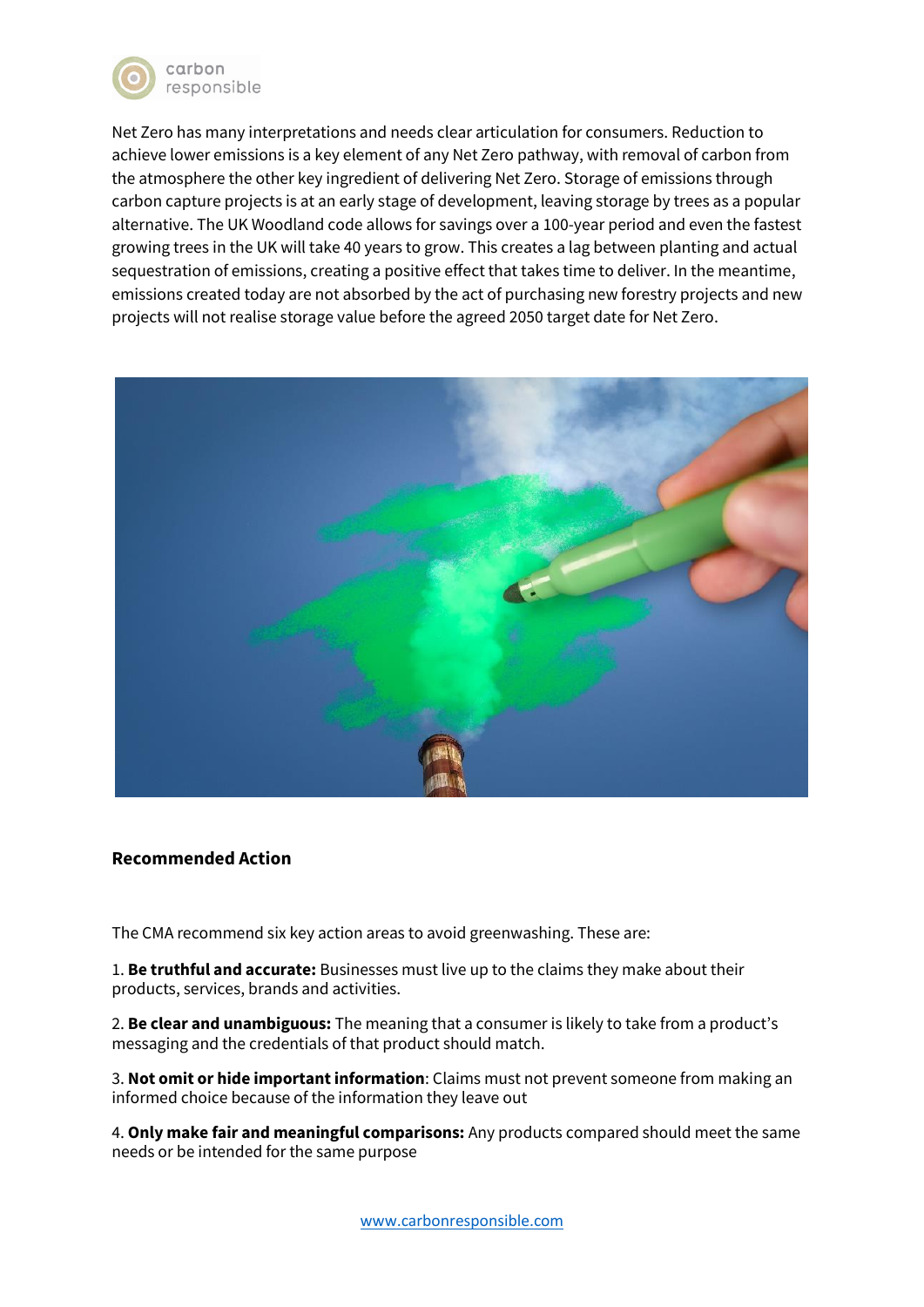Net Zero has many interpretations and needs clear articulation for consumers. Reduction to achieve lower emissions is a key element of any Net Zero pathway, with removal of carbon from the atmosphere the other key ingredient of delivering Net Zero. Storage of emissions through carbon capture projects is at an early stage of development, leaving storage by trees as a popular alternative. The UK Woodland code allows for savings over a 100-year period and even the fastest growing trees in the UK will take 40 years to grow. This creates a lag between planting and actual sequestration of emissions, creating a positive effect that takes time to deliver. In the meantime, emissions created today are not absorbed by the act of purchasing new forestry projects and new projects will not realise storage value before the agreed 2050 target date for Net Zero.

### Recommended Action

The CMA recommend six key action areas to avoid greenwashing. These are:

1. **Be truthful and accurate:** Businesses must live up to the claims they make about their products, services, brands and activities.

2. **Be clear and unambiguous:** The meaning that a consumer is likely to take from a product's messaging and the credentials of that product should match.

3. **Not omit or hide important information**: Claims must not prevent someone from making an informed choice because of the information they leave out

4. **Only make fair and meaningful comparisons:** Any products compared should meet the same needs or be intended for the same purpose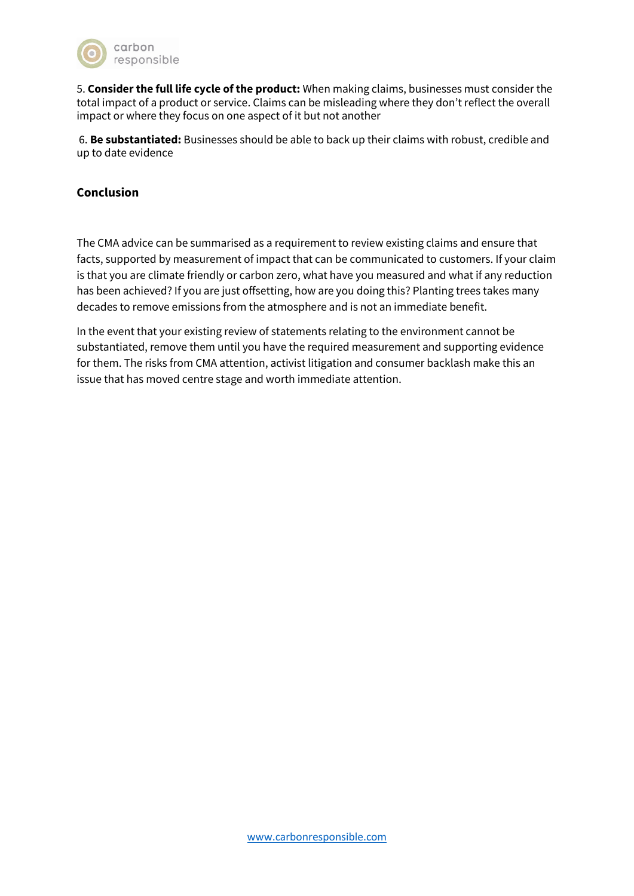5. **Consider the full life cycle of the product:** When making claims, businesses must consider the total impact of a product or service. Claims can be misleading where they don't reflect the overall impact or where they focus on one aspect of it but not another

6. **Be substantiated:** Businesses should be able to back up their claims with robust, credible and up to date evidence

## Conclusion

The CMA advice can be summarised as a requirement to review existing claims and ensure that facts, supported by measurement of impact that can be communicated to customers. If your claim is that you are climate friendly or carbon zero, what have you measured and what if any reduction has been achieved? If you are just offsetting, how are you doing this? Planting trees takes many decades to remove emissions from the atmosphere and is not an immediate benefit.

In the event that your existing review of statements relating to the environment cannot be substantiated, remove them until you have the required measurement and supporting evidence for them. The risks from CMA attention, activist litigation and consumer backlash make this an issue that has moved centre stage and worth immediate attention.